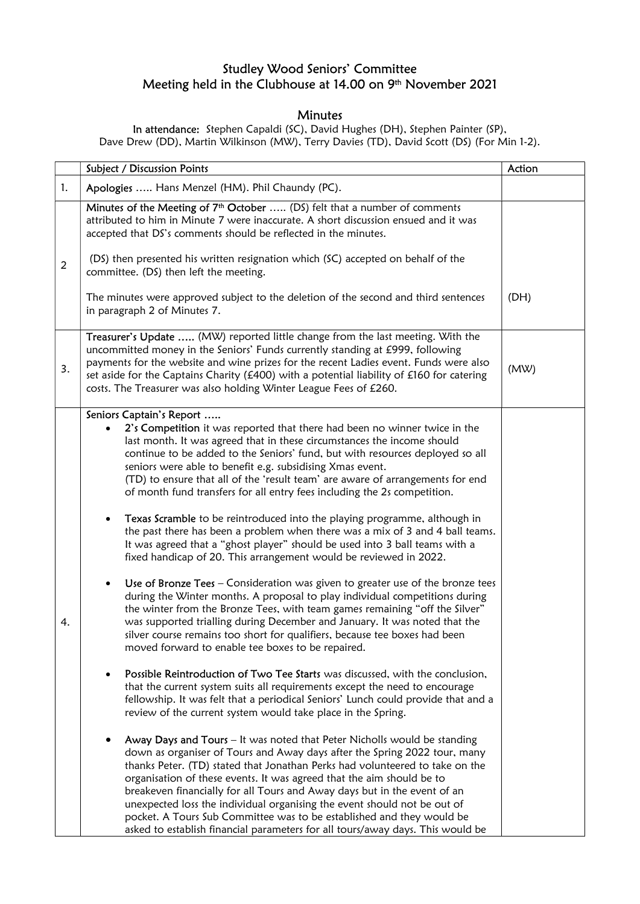# Studley Wood Seniors' Committee
## Meeting held in the Clubhouse at 14.00 on 9th November 2021

### Minutes

**In attendance:** Stephen Capaldi (SC), David Hughes (DH), Stephen Painter (SP), Dave Drew (DD), Martin Wilkinson (MW), Terry Davies (TD), David Scott (DS) (For Min 1-2).

| | Subject / Discussion Points | Action |
|---|---|---|
| 1. | **Apologies** ….. Hans Menzel (HM). Phil Chaundy (PC). | |
| 2 | **Minutes of the Meeting of 7th October** ….. (DS) felt that a number of comments attributed to him in Minute 7 were inaccurate. A short discussion ensued and it was accepted that DS's comments should be reflected in the minutes.<br><br>(DS) then presented his written resignation which (SC) accepted on behalf of the committee. (DS) then left the meeting.<br><br>The minutes were approved subject to the deletion of the second and third sentences in paragraph 2 of Minutes 7. | (DH) |
| 3. | **Treasurer's Update** ….. (MW) reported little change from the last meeting. With the uncommitted money in the Seniors' Funds currently standing at £999, following payments for the website and wine prizes for the recent Ladies event. Funds were also set aside for the Captains Charity (£400) with a potential liability of £160 for catering costs. The Treasurer was also holding Winter League Fees of £260. | (MW) |
| 4. | **Seniors Captain's Report** …..<br>• **2's Competition** it was reported that there had been no winner twice in the last month. It was agreed that in these circumstances the income should continue to be added to the Seniors' fund, but with resources deployed so all seniors were able to benefit e.g. subsidising Xmas event. (TD) to ensure that all of the 'result team' are aware of arrangements for end of month fund transfers for all entry fees including the 2s competition.<br><br>• **Texas Scramble** to be reintroduced into the playing programme, although in the past there has been a problem when there was a mix of 3 and 4 ball teams. It was agreed that a "ghost player" should be used into 3 ball teams with a fixed handicap of 20. This arrangement would be reviewed in 2022.<br><br>• **Use of Bronze Tees** – Consideration was given to greater use of the bronze tees during the Winter months. A proposal to play individual competitions during the winter from the Bronze Tees, with team games remaining "off the Silver" was supported trialling during December and January. It was noted that the silver course remains too short for qualifiers, because tee boxes had been moved forward to enable tee boxes to be repaired.<br><br>• **Possible Reintroduction of Two Tee Starts** was discussed, with the conclusion, that the current system suits all requirements except the need to encourage fellowship. It was felt that a periodical Seniors' Lunch could provide that and a review of the current system would take place in the Spring.<br><br>• **Away Days and Tours** – It was noted that Peter Nicholls would be standing down as organiser of Tours and Away days after the Spring 2022 tour, many thanks Peter. (TD) stated that Jonathan Perks had volunteered to take on the organisation of these events. It was agreed that the aim should be to breakeven financially for all Tours and Away days but in the event of an unexpected loss the individual organising the event should not be out of pocket. A Tours Sub Committee was to be established and they would be asked to establish financial parameters for all tours/away days. This would be | |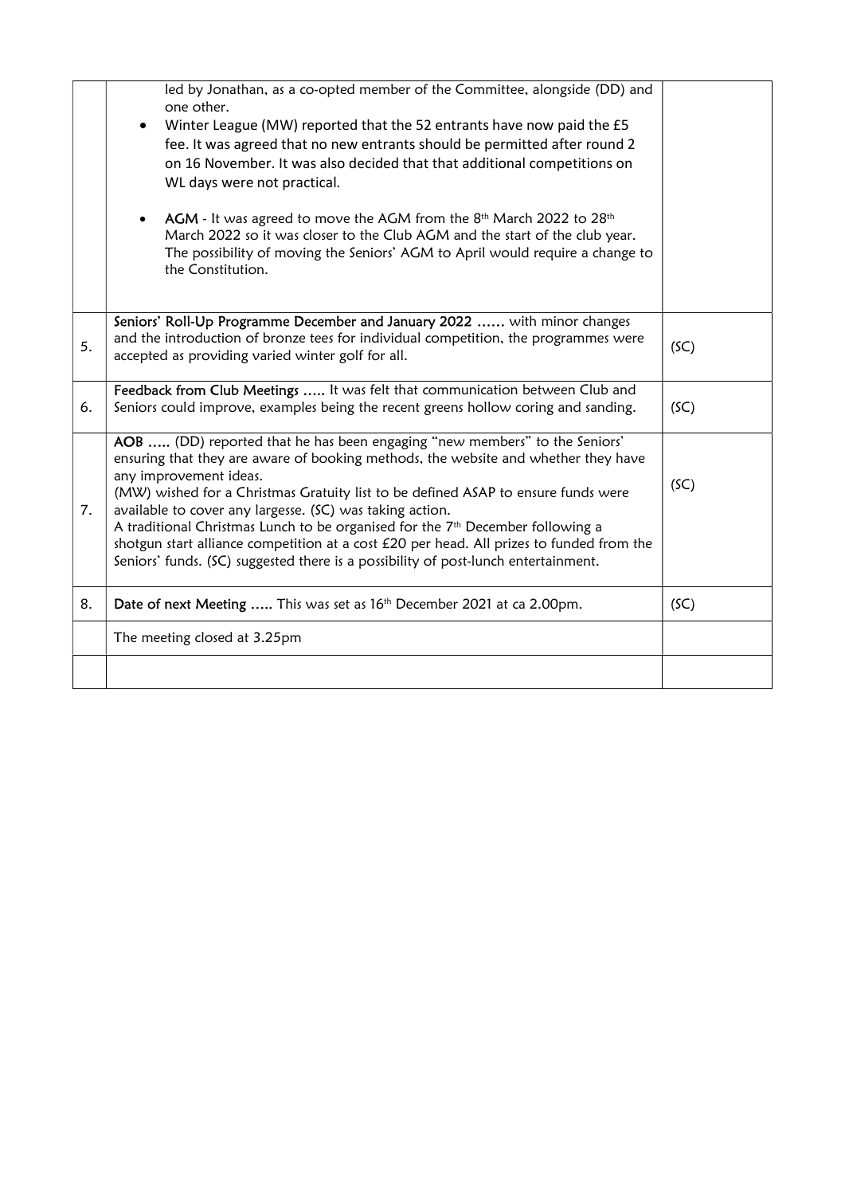| | | |
|---|---|---|
| | led by Jonathan, as a co-opted member of the Committee, alongside (DD) and one other. <br>• Winter League (MW) reported that the 52 entrants have now paid the £5 fee. It was agreed that no new entrants should be permitted after round 2 on 16 November. It was also decided that that additional competitions on WL days were not practical. <br>• **AGM** - It was agreed to move the AGM from the 8th March 2022 to 28th March 2022 so it was closer to the Club AGM and the start of the club year. The possibility of moving the Seniors' AGM to April would require a change to the Constitution. | |
| 5. | **Seniors' Roll-Up Programme December and January 2022 ……** with minor changes and the introduction of bronze tees for individual competition, the programmes were accepted as providing varied winter golf for all. | (SC) |
| 6. | **Feedback from Club Meetings …..** It was felt that communication between Club and Seniors could improve, examples being the recent greens hollow coring and sanding. | (SC) |
| 7. | **AOB …..** (DD) reported that he has been engaging "new members" to the Seniors' ensuring that they are aware of booking methods, the website and whether they have any improvement ideas. <br>(MW) wished for a Christmas Gratuity list to be defined ASAP to ensure funds were available to cover any largesse. (SC) was taking action. <br>A traditional Christmas Lunch to be organised for the 7th December following a shotgun start alliance competition at a cost £20 per head. All prizes to funded from the Seniors' funds. (SC) suggested there is a possibility of post-lunch entertainment. | (SC) |
| 8. | **Date of next Meeting …..** This was set as 16th December 2021 at ca 2.00pm. | (SC) |
| | The meeting closed at 3.25pm | |
| | | |